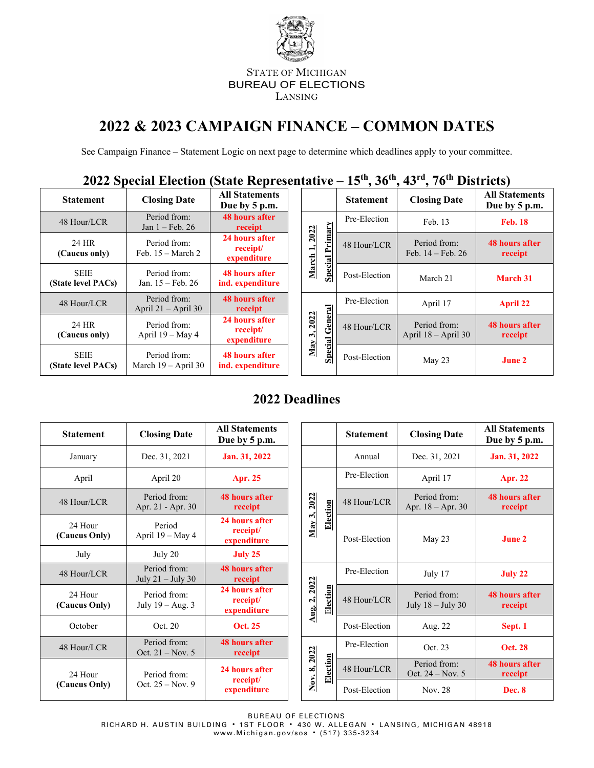STATE OF MICHIGAN
BUREAU OF ELECTIONS
LANSING

# 2022 & 2023 CAMPAIGN FINANCE – COMMON DATES

See Campaign Finance – Statement Logic on next page to determine which deadlines apply to your committee.

## 2022 Special Election (State Representative – 15th, 36th, 43rd, 76th Districts)

| Statement | Closing Date | All Statements Due by 5 p.m. |
|---|---|---|
| 48 Hour/LCR | Period from: Jan 1 – Feb. 26 | **48 hours after receipt** |
| 24 HR **(Caucus only)** | Period from: Feb. 15 – March 2 | **24 hours after receipt/ expenditure** |
| SEIE **(State level PACs)** | Period from: Jan. 15 – Feb. 26 | **48 hours after ind. expenditure** |
| 48 Hour/LCR | Period from: April 21 – April 30 | **48 hours after receipt** |
| 24 HR **(Caucus only)** | Period from: April 19 – May 4 | **24 hours after receipt/ expenditure** |
| SEIE **(State level PACs)** | Period from: March 19 – April 30 | **48 hours after ind. expenditure** |

| | Statement | Closing Date | All Statements Due by 5 p.m. |
|---|---|---|---|
| **March 1, 2022 Special Primary** | Pre-Election | Feb. 13 | **Feb. 18** |
| | 48 Hour/LCR | Period from: Feb. 14 – Feb. 26 | **48 hours after receipt** |
| | Post-Election | March 21 | **March 31** |
| **May 3, 2022 Special General** | Pre-Election | April 17 | **April 22** |
| | 48 Hour/LCR | Period from: April 18 – April 30 | **48 hours after receipt** |
| | Post-Election | May 23 | **June 2** |

## 2022 Deadlines

| Statement | Closing Date | All Statements Due by 5 p.m. |
|---|---|---|
| January | Dec. 31, 2021 | **Jan. 31, 2022** |
| April | April 20 | **Apr. 25** |
| 48 Hour/LCR | Period from: Apr. 21 - Apr. 30 | **48 hours after receipt** |
| 24 Hour **(Caucus Only)** | Period April 19 – May 4 | **24 hours after receipt/ expenditure** |
| July | July 20 | **July 25** |
| 48 Hour/LCR | Period from: July 21 – July 30 | **48 hours after receipt** |
| 24 Hour **(Caucus Only)** | Period from: July 19 – Aug. 3 | **24 hours after receipt/ expenditure** |
| October | Oct. 20 | **Oct. 25** |
| 48 Hour/LCR | Period from: Oct. 21 – Nov. 5 | **48 hours after receipt** |
| 24 Hour **(Caucus Only)** | Period from: Oct. 25 – Nov. 9 | **24 hours after receipt/ expenditure** |

| | Statement | Closing Date | All Statements Due by 5 p.m. |
|---|---|---|---|
| | Annual | Dec. 31, 2021 | **Jan. 31, 2022** |
| **May 3, 2022 Election** | Pre-Election | April 17 | **Apr. 22** |
| | 48 Hour/LCR | Period from: Apr. 18 – Apr. 30 | **48 hours after receipt** |
| | Post-Election | May 23 | **June 2** |
| **Aug. 2, 2022 Election** | Pre-Election | July 17 | **July 22** |
| | 48 Hour/LCR | Period from: July 18 – July 30 | **48 hours after receipt** |
| | Post-Election | Aug. 22 | **Sept. 1** |
| **Nov. 8, 2022 Election** | Pre-Election | Oct. 23 | **Oct. 28** |
| | 48 Hour/LCR | Period from: Oct. 24 – Nov. 5 | **48 hours after receipt** |
| | Post-Election | Nov. 28 | **Dec. 8** |

BUREAU OF ELECTIONS
RICHARD H. AUSTIN BUILDING • 1ST FLOOR • 430 W. ALLEGAN • LANSING, MICHIGAN 48918
www.Michigan.gov/sos • (517) 335-3234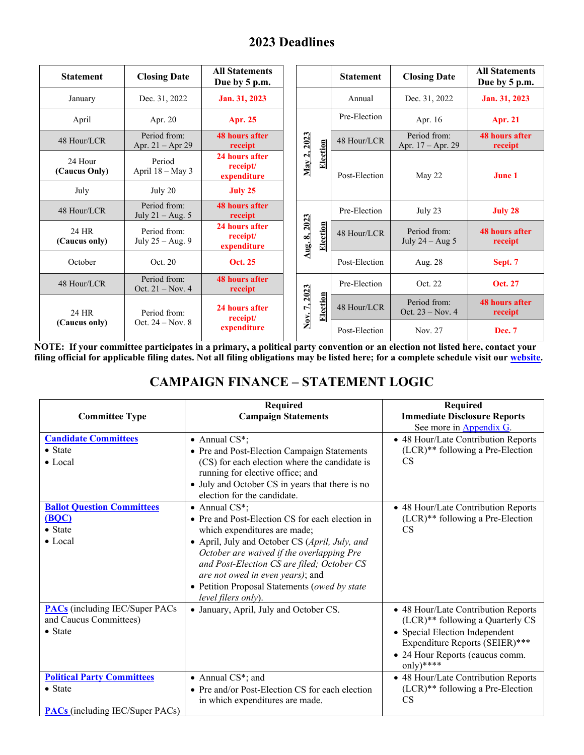# 2023 Deadlines

| Statement | Closing Date | All Statements Due by 5 p.m. |
|---|---|---|
| January | Dec. 31, 2022 | **Jan. 31, 2023** |
| April | Apr. 20 | **Apr. 25** |
| 48 Hour/LCR | Period from: Apr. 21 – Apr 29 | **48 hours after receipt** |
| 24 Hour **(Caucus Only)** | Period April 18 – May 3 | **24 hours after receipt/ expenditure** |
| July | July 20 | **July 25** |
| 48 Hour/LCR | Period from: July 21 – Aug. 5 | **48 hours after receipt** |
| 24 HR **(Caucus only)** | Period from: July 25 – Aug. 9 | **24 hours after receipt/ expenditure** |
| October | Oct. 20 | **Oct. 25** |
| 48 Hour/LCR | Period from: Oct. 21 – Nov. 4 | **48 hours after receipt** |
| 24 HR **(Caucus only)** | Period from: Oct. 24 – Nov. 8 | **24 hours after receipt/ expenditure** |

| | Statement | Closing Date | All Statements Due by 5 p.m. |
|---|---|---|---|
| | Annual | Dec. 31, 2022 | **Jan. 31, 2023** |
| **May 2, 2023 Election** | Pre-Election | Apr. 16 | **Apr. 21** |
| | 48 Hour/LCR | Period from: Apr. 17 – Apr. 29 | **48 hours after receipt** |
| | Post-Election | May 22 | **June 1** |
| **Aug. 8, 2023 Election** | Pre-Election | July 23 | **July 28** |
| | 48 Hour/LCR | Period from: July 24 – Aug 5 | **48 hours after receipt** |
| | Post-Election | Aug. 28 | **Sept. 7** |
| **Nov. 7, 2023 Election** | Pre-Election | Oct. 22 | **Oct. 27** |
| | 48 Hour/LCR | Period from: Oct. 23 – Nov. 4 | **48 hours after receipt** |
| | Post-Election | Nov. 27 | **Dec. 7** |

**NOTE: If your committee participates in a primary, a political party convention or an election not listed here, contact your filing official for applicable filing dates. Not all filing obligations may be listed here; for a complete schedule visit our website.**

# CAMPAIGN FINANCE – STATEMENT LOGIC

| Committee Type | Required Campaign Statements | Required Immediate Disclosure Reports See more in Appendix G. |
|---|---|---|
| **Candidate Committees**<br>• State<br>• Local | • Annual CS*;<br>• Pre and Post-Election Campaign Statements (CS) for each election where the candidate is running for elective office; and<br>• July and October CS in years that there is no election for the candidate. | • 48 Hour/Late Contribution Reports (LCR)** following a Pre-Election CS |
| **Ballot Question Committees (BQC)**<br>• State<br>• Local | • Annual CS*;<br>• Pre and Post-Election CS for each election in which expenditures are made;<br>• April, July and October CS (*April, July, and October are waived if the overlapping Pre and Post-Election CS are filed; October CS are not owed in even years*); and<br>• Petition Proposal Statements (*owed by state level filers only*). | • 48 Hour/Late Contribution Reports (LCR)** following a Pre-Election CS |
| **PACs** (including IEC/Super PACs and Caucus Committees)<br>• State | • January, April, July and October CS. | • 48 Hour/Late Contribution Reports (LCR)** following a Quarterly CS<br>• Special Election Independent Expenditure Reports (SEIER)***<br>• 24 Hour Reports (caucus comm. only)**** |
| **Political Party Committees**<br>• State<br><br>**PACs** (including IEC/Super PACs) | • Annual CS*; and<br>• Pre and/or Post-Election CS for each election in which expenditures are made. | • 48 Hour/Late Contribution Reports (LCR)** following a Pre-Election CS |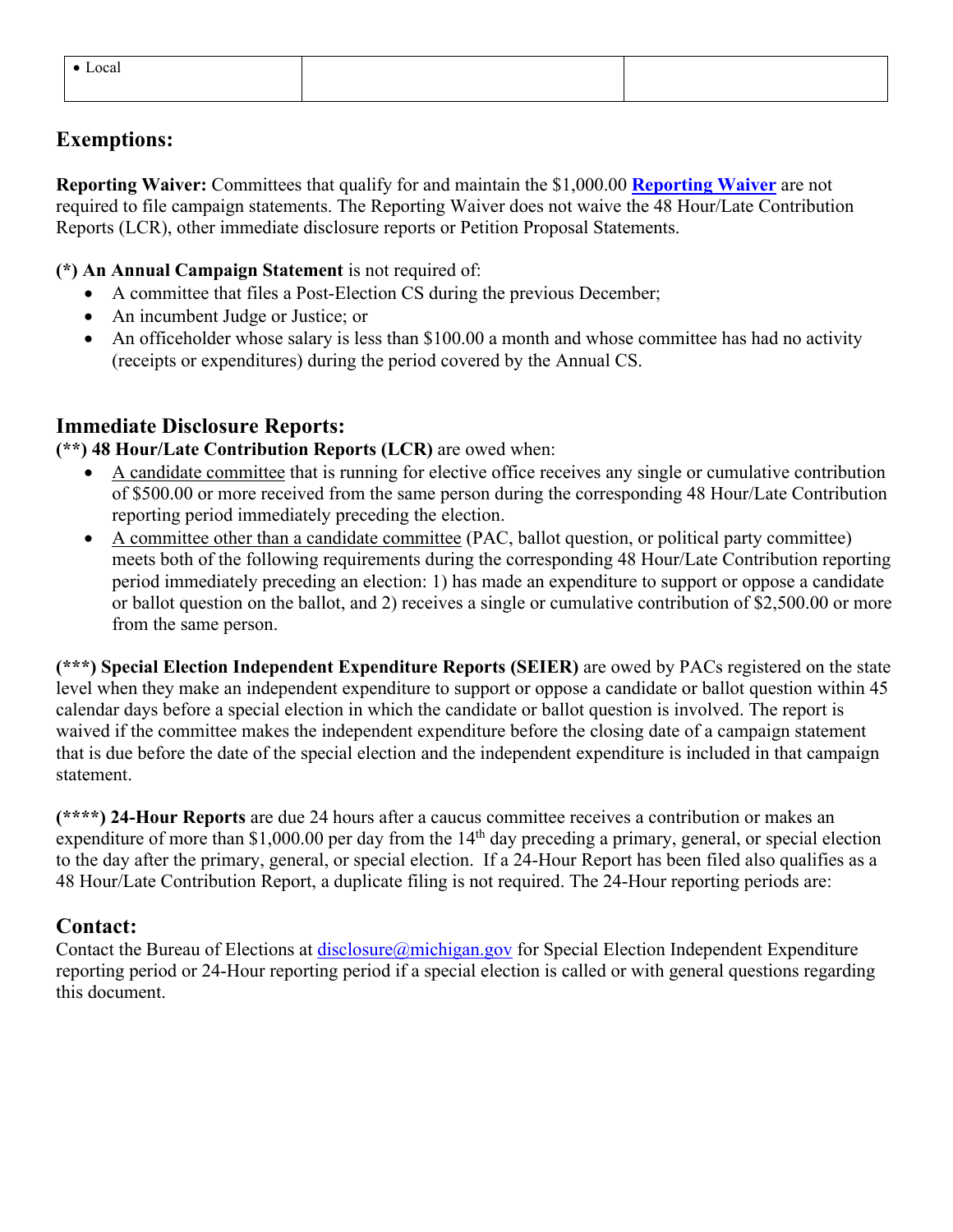| | | |
|---|---|---|
| • Local | | |

## Exemptions:

**Reporting Waiver:** Committees that qualify for and maintain the $1,000.00 **Reporting Waiver** are not required to file campaign statements. The Reporting Waiver does not waive the 48 Hour/Late Contribution Reports (LCR), other immediate disclosure reports or Petition Proposal Statements.

**(*) An Annual Campaign Statement** is not required of:

- A committee that files a Post-Election CS during the previous December;
- An incumbent Judge or Justice; or
- An officeholder whose salary is less than $100.00 a month and whose committee has had no activity (receipts or expenditures) during the period covered by the Annual CS.

## Immediate Disclosure Reports:

**(**) 48 Hour/Late Contribution Reports (LCR)** are owed when:

- A candidate committee that is running for elective office receives any single or cumulative contribution of $500.00 or more received from the same person during the corresponding 48 Hour/Late Contribution reporting period immediately preceding the election.
- A committee other than a candidate committee (PAC, ballot question, or political party committee) meets both of the following requirements during the corresponding 48 Hour/Late Contribution reporting period immediately preceding an election: 1) has made an expenditure to support or oppose a candidate or ballot question on the ballot, and 2) receives a single or cumulative contribution of $2,500.00 or more from the same person.

**(***) Special Election Independent Expenditure Reports (SEIER)** are owed by PACs registered on the state level when they make an independent expenditure to support or oppose a candidate or ballot question within 45 calendar days before a special election in which the candidate or ballot question is involved. The report is waived if the committee makes the independent expenditure before the closing date of a campaign statement that is due before the date of the special election and the independent expenditure is included in that campaign statement.

**(****) 24-Hour Reports** are due 24 hours after a caucus committee receives a contribution or makes an expenditure of more than $1,000.00 per day from the 14th day preceding a primary, general, or special election to the day after the primary, general, or special election. If a 24-Hour Report has been filed also qualifies as a 48 Hour/Late Contribution Report, a duplicate filing is not required. The 24-Hour reporting periods are:

## Contact:

Contact the Bureau of Elections at disclosure@michigan.gov for Special Election Independent Expenditure reporting period or 24-Hour reporting period if a special election is called or with general questions regarding this document.